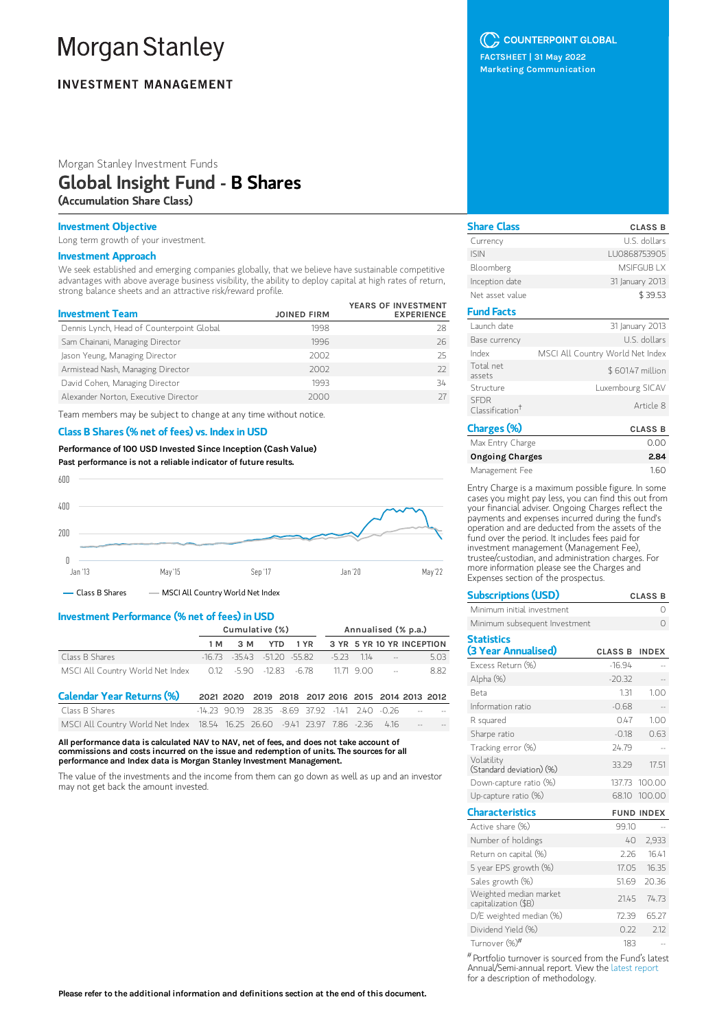# Morgan Stanley

**INVESTMENT MANAGEMENT**

COUNTERPOINT GLOBAL

FACTSHEET | 31 May 2022

Marketing Communication

Morgan Stanley Investment Funds

# Global Insight Fund - B Shares

**(Accumulation Share Class)**

## Investment Objective

Long term growth of your investment.

## Investment Approach

We seek established and emerging companies globally, that we believe have sustainable competitive advantages with above average business visibility, the ability to deploy capital at high rates of return, strong balance sheets and an attractive risk/reward profile.

| Investment Team | JOINED FIRM | YEARS OF INVESTMENT EXPERIENCE |
|---|---|---|
| Dennis Lynch, Head of Counterpoint Global | 1998 | 28 |
| Sam Chainani, Managing Director | 1996 | 26 |
| Jason Yeung, Managing Director | 2002 | 25 |
| Armistead Nash, Managing Director | 2002 | 22 |
| David Cohen, Managing Director | 1993 | 34 |
| Alexander Norton, Executive Director | 2000 | 27 |

Team members may be subject to change at any time without notice.

## Class B Shares (% net of fees) vs. Index in USD

**Performance of 100 USD Invested Since Inception (Cash Value)**

**Past performance is not a reliable indicator of future results.**

— Class B Shares — MSCI All Country World Net Index

## Investment Performance (% net of fees) in USD

| | Cumulative (%) | | | | Annualised (% p.a.) | | | |
|---|---|---|---|---|---|---|---|---|
| | 1 M | 3 M | YTD | 1 YR | 3 YR | 5 YR | 10 YR | INCEPTION |
| Class B Shares | -16.73 | -35.43 | -51.20 | -55.82 | -5.23 | 1.14 | -- | 5.03 |
| MSCI All Country World Net Index | 0.12 | -5.90 | -12.83 | -6.78 | 11.71 | 9.00 | -- | 8.82 |

| Calendar Year Returns (%) | 2021 | 2020 | 2019 | 2018 | 2017 | 2016 | 2015 | 2014 | 2013 | 2012 |
|---|---|---|---|---|---|---|---|---|---|---|
| Class B Shares | -14.23 | 90.19 | 28.35 | -8.69 | 37.92 | -1.41 | 2.40 | -0.26 | -- | -- |
| MSCI All Country World Net Index | 18.54 | 16.25 | 26.60 | -9.41 | 23.97 | 7.86 | -2.36 | 4.16 | -- | -- |

**All performance data is calculated NAV to NAV, net of fees, and does not take account of commissions and costs incurred on the issue and redemption of units. The sources for all performance and Index data is Morgan Stanley Investment Management.**

The value of the investments and the income from them can go down as well as up and an investor may not get back the amount invested.

| Share Class | CLASS B |
|---|---|
| Currency | U.S. dollars |
| ISIN | LU0868753905 |
| Bloomberg | MSIFGUB LX |
| Inception date | 31 January 2013 |
| Net asset value | $ 39.53 |

| Fund Facts | |
|---|---|
| Launch date | 31 January 2013 |
| Base currency | U.S. dollars |
| Index | MSCI All Country World Net Index |
| Total net assets | $ 601.47 million |
| Structure | Luxembourg SICAV |
| SFDR Classification† | Article 8 |

| Charges (%) | CLASS B |
|---|---|
| Max Entry Charge | 0.00 |
| **Ongoing Charges** | **2.84** |
| Management Fee | 1.60 |

Entry Charge is a maximum possible figure. In some cases you might pay less, you can find this out from your financial adviser. Ongoing Charges reflect the payments and expenses incurred during the fund's operation and are deducted from the assets of the fund over the period. It includes fees paid for investment management (Management Fee), trustee/custodian, and administration charges. For more information please see the Charges and Expenses section of the prospectus.

| Subscriptions (USD) | CLASS B |
|---|---|
| Minimum initial investment | 0 |
| Minimum subsequent Investment | 0 |

| Statistics (3 Year Annualised) | CLASS B | INDEX |
|---|---|---|
| Excess Return (%) | -16.94 | -- |
| Alpha (%) | -20.32 | -- |
| Beta | 1.31 | 1.00 |
| Information ratio | -0.68 | -- |
| R squared | 0.47 | 1.00 |
| Sharpe ratio | -0.18 | 0.63 |
| Tracking error (%) | 24.79 | -- |
| Volatility (Standard deviation) (%) | 33.29 | 17.51 |
| Down-capture ratio (%) | 137.73 | 100.00 |
| Up-capture ratio (%) | 68.10 | 100.00 |

| Characteristics | FUND | INDEX |
|---|---|---|
| Active share (%) | 99.10 | -- |
| Number of holdings | 40 | 2,933 |
| Return on capital (%) | 2.26 | 16.41 |
| 5 year EPS growth (%) | 17.05 | 16.35 |
| Sales growth (%) | 51.69 | 20.36 |
| Weighted median market capitalization ($B) | 21.45 | 74.73 |
| D/E weighted median (%) | 72.39 | 65.27 |
| Dividend Yield (%) | 0.22 | 2.12 |
| Turnover (%)# | 183 | -- |

# Portfolio turnover is sourced from the Fund's latest Annual/Semi-annual report. View the latest report for a description of methodology.

**Please refer to the additional information and definitions section at the end of this document.**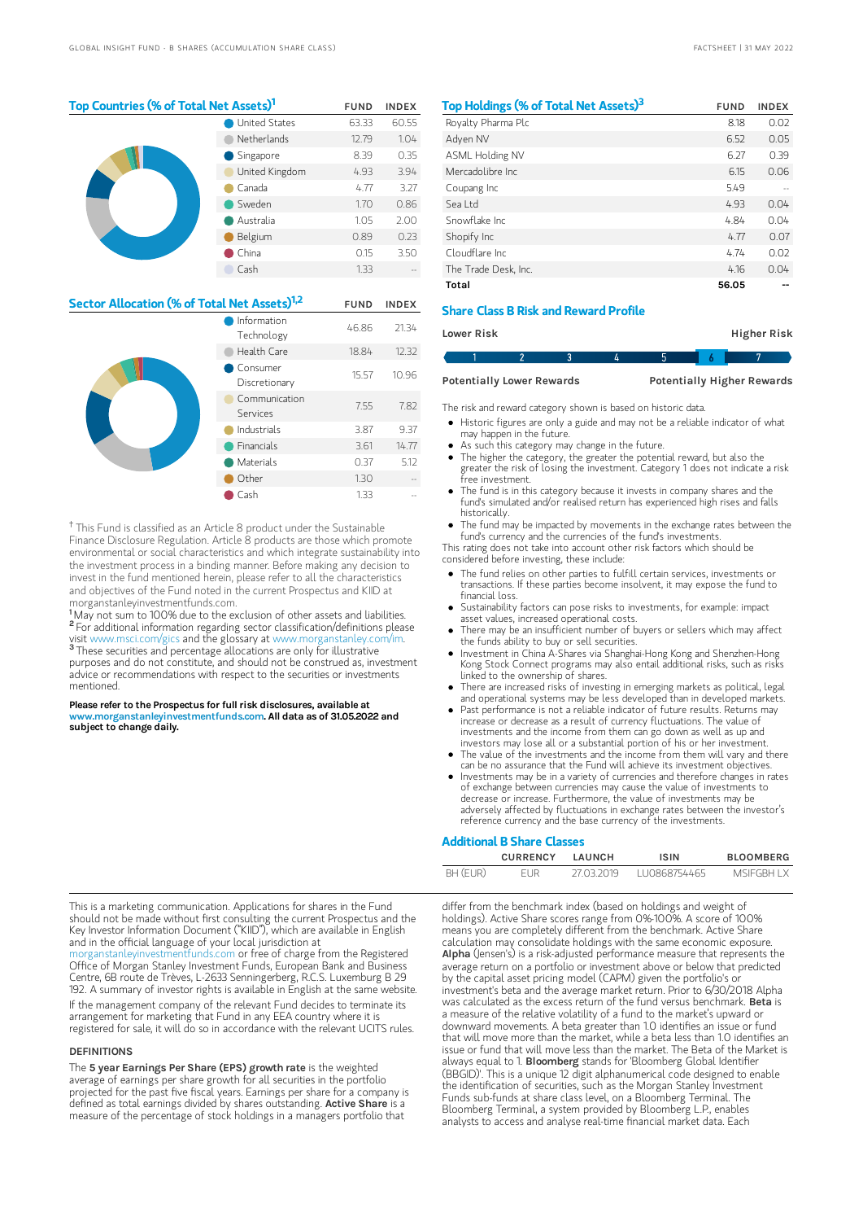## Top Countries (% of Total Net Assets)[1]

| | FUND | INDEX |
|---|---|---|
| United States | 63.33 | 60.55 |
| Netherlands | 12.79 | 1.04 |
| Singapore | 8.39 | 0.35 |
| United Kingdom | 4.93 | 3.94 |
| Canada | 4.77 | 3.27 |
| Sweden | 1.70 | 0.86 |
| Australia | 1.05 | 2.00 |
| Belgium | 0.89 | 0.23 |
| China | 0.15 | 3.50 |
| Cash | 1.33 | -- |

## Sector Allocation (% of Total Net Assets)[1,2]

| | FUND | INDEX |
|---|---|---|
| Information Technology | 46.86 | 21.34 |
| Health Care | 18.84 | 12.32 |
| Consumer Discretionary | 15.57 | 10.96 |
| Communication Services | 7.55 | 7.82 |
| Industrials | 3.87 | 9.37 |
| Financials | 3.61 | 14.77 |
| Materials | 0.37 | 5.12 |
| Other | 1.30 | -- |
| Cash | 1.33 | -- |

† This Fund is classified as an Article 8 product under the Sustainable Finance Disclosure Regulation. Article 8 products are those which promote environmental or social characteristics and which integrate sustainability into the investment process in a binding manner. Before making any decision to invest in the fund mentioned herein, please refer to all the characteristics and objectives of the Fund noted in the current Prospectus and KIID at morganstanleyinvestmentfunds.com.

[1] May not sum to 100% due to the exclusion of other assets and liabilities.
[2] For additional information regarding sector classification/definitions please visit www.msci.com/gics and the glossary at www.morganstanley.com/im.
[3] These securities and percentage allocations are only for illustrative purposes and do not constitute, and should not be construed as, investment advice or recommendations with respect to the securities or investments mentioned.

**Please refer to the Prospectus for full risk disclosures, available at www.morganstanleyinvestmentfunds.com. All data as of 31.05.2022 and subject to change daily.**

## Top Holdings (% of Total Net Assets)[3]

| | FUND | INDEX |
|---|---|---|
| Royalty Pharma Plc | 8.18 | 0.02 |
| Adyen NV | 6.52 | 0.05 |
| ASML Holding NV | 6.27 | 0.39 |
| Mercadolibre Inc | 6.15 | 0.06 |
| Coupang Inc | 5.49 | -- |
| Sea Ltd | 4.93 | 0.04 |
| Snowflake Inc | 4.84 | 0.04 |
| Shopify Inc | 4.77 | 0.07 |
| Cloudflare Inc | 4.74 | 0.02 |
| The Trade Desk, Inc. | 4.16 | 0.04 |
| **Total** | **56.05** | **--** |

## Share Class B Risk and Reward Profile

| Lower Risk | | | | | | Higher Risk |
|---|---|---|---|---|---|---|
| 1 | 2 | 3 | 4 | 5 | **6** | 7 |
| Potentially Lower Rewards | | | | | | Potentially Higher Rewards |

The risk and reward category shown is based on historic data.

- Historic figures are only a guide and may not be a reliable indicator of what may happen in the future.
- As such this category may change in the future.
- The higher the category, the greater the potential reward, but also the greater the risk of losing the investment. Category 1 does not indicate a risk free investment.
- The fund is in this category because it invests in company shares and the fund's simulated and/or realised return has experienced high rises and falls historically.
- The fund may be impacted by movements in the exchange rates between the fund's currency and the currencies of the fund's investments.

This rating does not take into account other risk factors which should be considered before investing, these include:

- The fund relies on other parties to fulfill certain services, investments or transactions. If these parties become insolvent, it may expose the fund to financial loss.
- Sustainability factors can pose risks to investments, for example: impact asset values, increased operational costs.
- There may be an insufficient number of buyers or sellers which may affect the funds ability to buy or sell securities.
- Investment in China A-Shares via Shanghai-Hong Kong and Shenzhen-Hong Kong Stock Connect programs may also entail additional risks, such as risks linked to the ownership of shares.
- There are increased risks of investing in emerging markets as political, legal and operational systems may be less developed than in developed markets.
- Past performance is not a reliable indicator of future results. Returns may increase or decrease as a result of currency fluctuations. The value of investments and the income from them can go down as well as up and investors may lose all or a substantial portion of his or her investment.
- The value of the investments and the income from them will vary and there can be no assurance that the Fund will achieve its investment objectives.
- Investments may be in a variety of currencies and therefore changes in rates of exchange between currencies may cause the value of investments to decrease or increase. Furthermore, the value of investments may be adversely affected by fluctuations in exchange rates between the investor's reference currency and the base currency of the investments.

## Additional B Share Classes

| | CURRENCY | LAUNCH | ISIN | BLOOMBERG |
|---|---|---|---|---|
| BH (EUR) | EUR | 27.03.2019 | LU0868754465 | MSIFGBH LX |

This is a marketing communication. Applications for shares in the Fund should not be made without first consulting the current Prospectus and the Key Investor Information Document ("KIID"), which are available in English and in the official language of your local jurisdiction at morganstanleyinvestmentfunds.com or free of charge from the Registered Office of Morgan Stanley Investment Funds, European Bank and Business Centre, 6B route de Trèves, L-2633 Senningerberg, R.C.S. Luxemburg B 29 192. A summary of investor rights is available in English at the same website.

If the management company of the relevant Fund decides to terminate its arrangement for marketing that Fund in any EEA country where it is registered for sale, it will do so in accordance with the relevant UCITS rules.

### DEFINITIONS

The **5 year Earnings Per Share (EPS) growth rate** is the weighted average of earnings per share growth for all securities in the portfolio projected for the past five fiscal years. Earnings per share for a company is defined as total earnings divided by shares outstanding. **Active Share** is a measure of the percentage of stock holdings in a managers portfolio that differ from the benchmark index (based on holdings and weight of holdings). Active Share scores range from 0%-100%. A score of 100% means you are completely different from the benchmark. Active Share calculation may consolidate holdings with the same economic exposure. **Alpha** (Jensen's) is a risk-adjusted performance measure that represents the average return on a portfolio or investment above or below that predicted by the capital asset pricing model (CAPM) given the portfolio's or investment's beta and the average market return. Prior to 6/30/2018 Alpha was calculated as the excess return of the fund versus benchmark. **Beta** is a measure of the relative volatility of a fund to the market's upward or downward movements. A beta greater than 1.0 identifies an issue or fund that will move more than the market, while a beta less than 1.0 identifies an issue or fund that will move less than the market. The Beta of the Market is always equal to 1. **Bloomberg** stands for 'Bloomberg Global Identifier (BBGID)'. This is a unique 12 digit alphanumerical code designed to enable the identification of securities, such as the Morgan Stanley Investment Funds sub-funds at share class level, on a Bloomberg Terminal. The Bloomberg Terminal, a system provided by Bloomberg L.P., enables analysts to access and analyse real-time financial market data. Each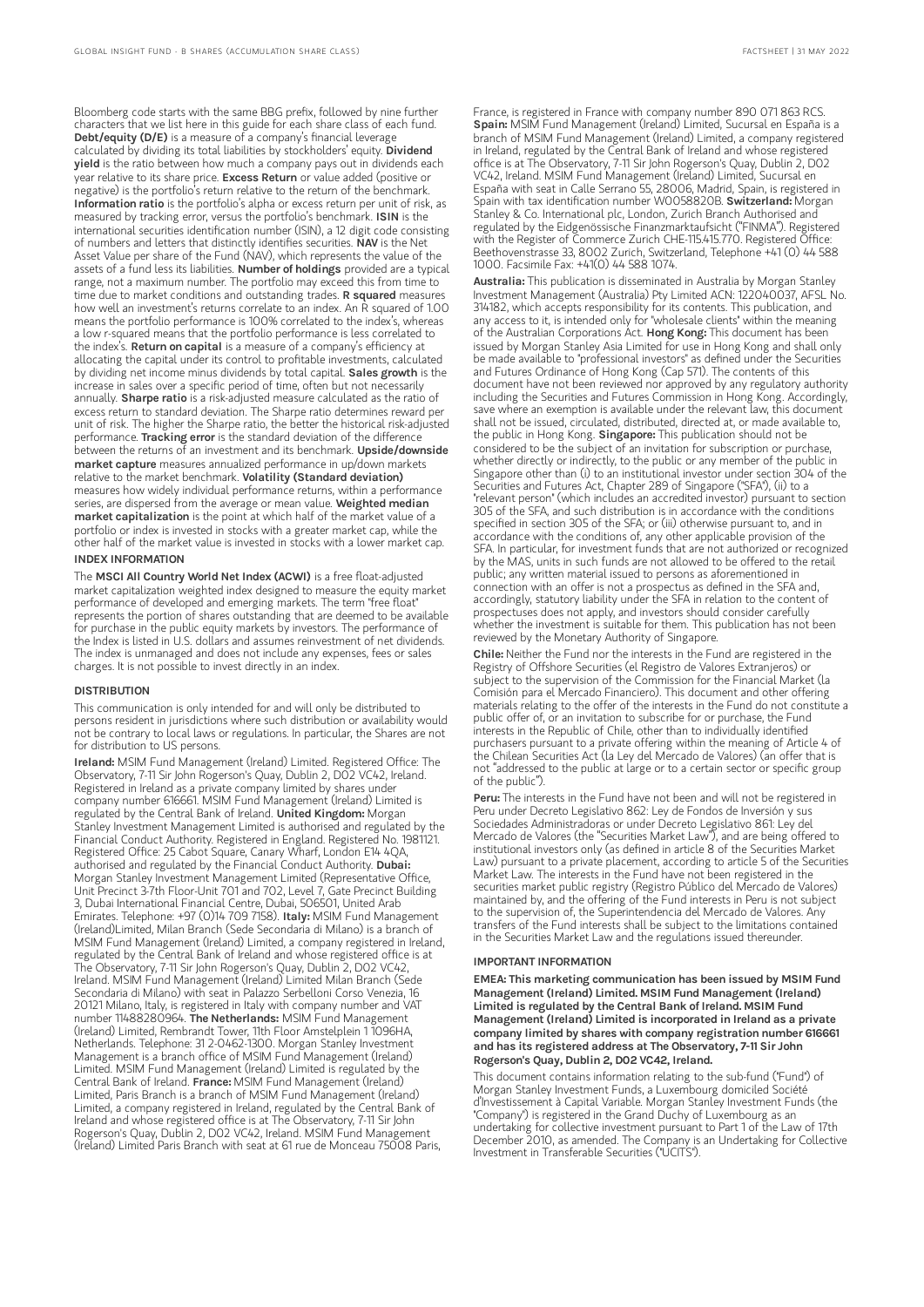Bloomberg code starts with the same BBG prefix, followed by nine further characters that we list here in this guide for each share class of each fund. **Debt/equity (D/E)** is a measure of a company's financial leverage calculated by dividing its total liabilities by stockholders' equity. **Dividend yield** is the ratio between how much a company pays out in dividends each year relative to its share price. **Excess Return** or value added (positive or negative) is the portfolio's return relative to the return of the benchmark. **Information ratio** is the portfolio's alpha or excess return per unit of risk, as measured by tracking error, versus the portfolio's benchmark. **ISIN** is the international securities identification number (ISIN), a 12 digit code consisting of numbers and letters that distinctly identifies securities. **NAV** is the Net Asset Value per share of the Fund (NAV), which represents the value of the assets of a fund less its liabilities. **Number of holdings** provided are a typical range, not a maximum number. The portfolio may exceed this from time to time due to market conditions and outstanding trades. **R squared** measures how well an investment's returns correlate to an index. An R squared of 1.00 means the portfolio performance is 100% correlated to the index's, whereas a low r-squared means that the portfolio performance is less correlated to the index's. **Return on capital** is a measure of a company's efficiency at allocating the capital under its control to profitable investments, calculated by dividing net income minus dividends by total capital. **Sales growth** is the increase in sales over a specific period of time, often but not necessarily annually. **Sharpe ratio** is a risk-adjusted measure calculated as the ratio of excess return to standard deviation. The Sharpe ratio determines reward per unit of risk. The higher the Sharpe ratio, the better the historical risk-adjusted performance. **Tracking error** is the standard deviation of the difference between the returns of an investment and its benchmark. **Upside/downside market capture** measures annualized performance in up/down markets relative to the market benchmark. **Volatility (Standard deviation)** measures how widely individual performance returns, within a performance series, are dispersed from the average or mean value. **Weighted median market capitalization** is the point at which half of the market value of a portfolio or index is invested in stocks with a greater market cap, while the other half of the market value is invested in stocks with a lower market cap.

## INDEX INFORMATION

The **MSCI All Country World Net Index (ACWI)** is a free float-adjusted market capitalization weighted index designed to measure the equity market performance of developed and emerging markets. The term "free float" represents the portion of shares outstanding that are deemed to be available for purchase in the public equity markets by investors. The performance of the Index is listed in U.S. dollars and assumes reinvestment of net dividends. The index is unmanaged and does not include any expenses, fees or sales charges. It is not possible to invest directly in an index.

## DISTRIBUTION

This communication is only intended for and will only be distributed to persons resident in jurisdictions where such distribution or availability would not be contrary to local laws or regulations. In particular, the Shares are not for distribution to US persons.

**Ireland:** MSIM Fund Management (Ireland) Limited. Registered Office: The Observatory, 7-11 Sir John Rogerson's Quay, Dublin 2, D02 VC42, Ireland. Registered in Ireland as a private company limited by shares under company number 616661. MSIM Fund Management (Ireland) Limited is regulated by the Central Bank of Ireland. **United Kingdom:** Morgan Stanley Investment Management Limited is authorised and regulated by the Financial Conduct Authority. Registered in England. Registered No. 1981121. Registered Office: 25 Cabot Square, Canary Wharf, London E14 4QA, authorised and regulated by the Financial Conduct Authority. **Dubai:** Morgan Stanley Investment Management Limited (Representative Office, Unit Precinct 3-7th Floor-Unit 701 and 702, Level 7, Gate Precinct Building 3, Dubai International Financial Centre, Dubai, 506501, United Arab Emirates. Telephone: +97 (0)14 709 7158). **Italy:** MSIM Fund Management (Ireland)Limited, Milan Branch (Sede Secondaria di Milano) is a branch of MSIM Fund Management (Ireland) Limited, a company registered in Ireland, regulated by the Central Bank of Ireland and whose registered office is at The Observatory, 7-11 Sir John Rogerson's Quay, Dublin 2, D02 VC42, Ireland. MSIM Fund Management (Ireland) Limited Milan Branch (Sede Secondaria di Milano) with seat in Palazzo Serbelloni Corso Venezia, 16 20121 Milano, Italy, is registered in Italy with company number and VAT number 11488280964. **The Netherlands:** MSIM Fund Management (Ireland) Limited, Rembrandt Tower, 11th Floor Amstelplein 1 1096HA, Netherlands. Telephone: 31 2-0462-1300. Morgan Stanley Investment Management is a branch office of MSIM Fund Management (Ireland) Limited. MSIM Fund Management (Ireland) Limited is regulated by the Central Bank of Ireland. **France:** MSIM Fund Management (Ireland) Limited, Paris Branch is a branch of MSIM Fund Management (Ireland) Limited, a company registered in Ireland, regulated by the Central Bank of Ireland and whose registered office is at The Observatory, 7-11 Sir John Rogerson's Quay, Dublin 2, D02 VC42, Ireland. MSIM Fund Management (Ireland) Limited Paris Branch with seat at 61 rue de Monceau 75008 Paris, France, is registered in France with company number 890 071 863 RCS. **Spain:** MSIM Fund Management (Ireland) Limited, Sucursal en España is a branch of MSIM Fund Management (Ireland) Limited, a company registered in Ireland, regulated by the Central Bank of Ireland and whose registered office is at The Observatory, 7-11 Sir John Rogerson's Quay, Dublin 2, D02 VC42, Ireland. MSIM Fund Management (Ireland) Limited, Sucursal en España with seat in Calle Serrano 55, 28006, Madrid, Spain, is registered in Spain with tax identification number W0058820B. **Switzerland:** Morgan Stanley & Co. International plc, London, Zurich Branch Authorised and regulated by the Eidgenössische Finanzmarktaufsicht ("FINMA"). Registered with the Register of Commerce Zurich CHE-115.415.770. Registered Office: Beethovenstrasse 33, 8002 Zurich, Switzerland, Telephone +41 (0) 44 588 1000. Facsimile Fax: +41(0) 44 588 1074.

**Australia:** This publication is disseminated in Australia by Morgan Stanley Investment Management (Australia) Pty Limited ACN: 122040037, AFSL No. 314182, which accepts responsibility for its contents. This publication, and any access to it, is intended only for "wholesale clients" within the meaning of the Australian Corporations Act. **Hong Kong:** This document has been issued by Morgan Stanley Asia Limited for use in Hong Kong and shall only be made available to "professional investors" as defined under the Securities and Futures Ordinance of Hong Kong (Cap 571). The contents of this document have not been reviewed nor approved by any regulatory authority including the Securities and Futures Commission in Hong Kong. Accordingly, save where an exemption is available under the relevant law, this document shall not be issued, circulated, distributed, directed at, or made available to, the public in Hong Kong. **Singapore:** This publication should not be considered to be the subject of an invitation for subscription or purchase, whether directly or indirectly, to the public or any member of the public in Singapore other than (i) to an institutional investor under section 304 of the Securities and Futures Act, Chapter 289 of Singapore ("SFA"), (ii) to a "relevant person" (which includes an accredited investor) pursuant to section 305 of the SFA, and such distribution is in accordance with the conditions specified in section 305 of the SFA; or (iii) otherwise pursuant to, and in accordance with the conditions of, any other applicable provision of the SFA. In particular, for investment funds that are not authorized or recognized by the MAS, units in such funds are not allowed to be offered to the retail public; any written material issued to persons as aforementioned in connection with an offer is not a prospectus as defined in the SFA and, accordingly, statutory liability under the SFA in relation to the content of prospectuses does not apply, and investors should consider carefully whether the investment is suitable for them. This publication has not been reviewed by the Monetary Authority of Singapore.

**Chile:** Neither the Fund nor the interests in the Fund are registered in the Registry of Offshore Securities (el Registro de Valores Extranjeros) or subject to the supervision of the Commission for the Financial Market (la Comisión para el Mercado Financiero). This document and other offering materials relating to the offer of the interests in the Fund do not constitute a public offer of, or an invitation to subscribe for or purchase, the Fund interests in the Republic of Chile, other than to individually identified purchasers pursuant to a private offering within the meaning of Article 4 of the Chilean Securities Act (la Ley del Mercado de Valores) (an offer that is not "addressed to the public at large or to a certain sector or specific group of the public").

**Peru:** The interests in the Fund have not been and will not be registered in Peru under Decreto Legislativo 862: Ley de Fondos de Inversión y sus Sociedades Administradoras or under Decreto Legislativo 861: Ley del Mercado de Valores (the "Securities Market Law"), and are being offered to institutional investors only (as defined in article 8 of the Securities Market Law) pursuant to a private placement, according to article 5 of the Securities Market Law. The interests in the Fund have not been registered in the securities market public registry (Registro Público del Mercado de Valores) maintained by, and the offering of the Fund interests in Peru is not subject to the supervision of, the Superintendencia del Mercado de Valores. Any transfers of the Fund interests shall be subject to the limitations contained in the Securities Market Law and the regulations issued thereunder.

## IMPORTANT INFORMATION

**EMEA: This marketing communication has been issued by MSIM Fund Management (Ireland) Limited. MSIM Fund Management (Ireland) Limited is regulated by the Central Bank of Ireland. MSIM Fund Management (Ireland) Limited is incorporated in Ireland as a private company limited by shares with company registration number 616661 and has its registered address at The Observatory, 7-11 Sir John Rogerson's Quay, Dublin 2, D02 VC42, Ireland.**

This document contains information relating to the sub-fund ("Fund") of Morgan Stanley Investment Funds, a Luxembourg domiciled Société d'Investissement à Capital Variable. Morgan Stanley Investment Funds (the "Company") is registered in the Grand Duchy of Luxembourg as an undertaking for collective investment pursuant to Part 1 of the Law of 17th December 2010, as amended. The Company is an Undertaking for Collective Investment in Transferable Securities ("UCITS").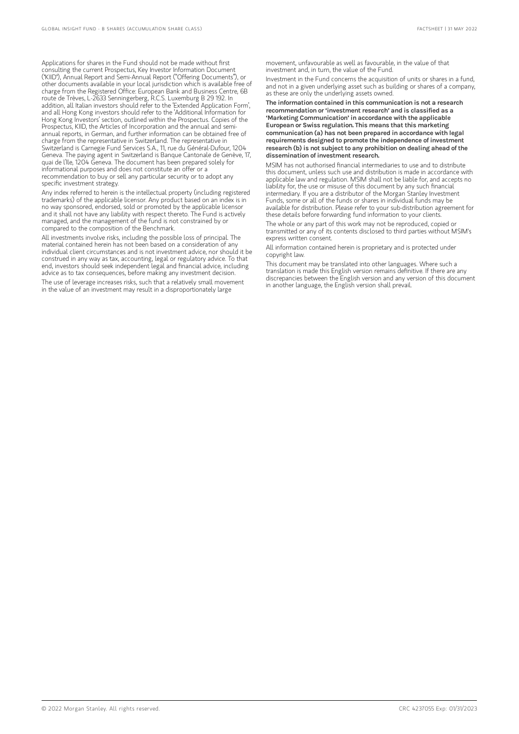Applications for shares in the Fund should not be made without first consulting the current Prospectus, Key Investor Information Document ("KIID"), Annual Report and Semi-Annual Report ("Offering Documents"), or other documents available in your local jurisdiction which is available free of charge from the Registered Office: European Bank and Business Centre, 6B route de Trèves, L-2633 Senningerberg, R.C.S. Luxemburg B 29 192. In addition, all Italian investors should refer to the 'Extended Application Form', and all Hong Kong investors should refer to the 'Additional Information for Hong Kong Investors' section, outlined within the Prospectus. Copies of the Prospectus, KIID, the Articles of Incorporation and the annual and semi-annual reports, in German, and further information can be obtained free of charge from the representative in Switzerland. The representative in Switzerland is Carnegie Fund Services S.A., 11, rue du Général-Dufour, 1204 Geneva. The paying agent in Switzerland is Banque Cantonale de Genève, 17, quai de l'Ile, 1204 Geneva. The document has been prepared solely for informational purposes and does not constitute an offer or a recommendation to buy or sell any particular security or to adopt any specific investment strategy.

Any index referred to herein is the intellectual property (including registered trademarks) of the applicable licensor. Any product based on an index is in no way sponsored, endorsed, sold or promoted by the applicable licensor and it shall not have any liability with respect thereto. The Fund is actively managed, and the management of the fund is not constrained by or compared to the composition of the Benchmark.

All investments involve risks, including the possible loss of principal. The material contained herein has not been based on a consideration of any individual client circumstances and is not investment advice, nor should it be construed in any way as tax, accounting, legal or regulatory advice. To that end, investors should seek independent legal and financial advice, including advice as to tax consequences, before making any investment decision.

The use of leverage increases risks, such that a relatively small movement in the value of an investment may result in a disproportionately large movement, unfavourable as well as favourable, in the value of that investment and, in turn, the value of the Fund.

Investment in the Fund concerns the acquisition of units or shares in a fund, and not in a given underlying asset such as building or shares of a company, as these are only the underlying assets owned.

**The information contained in this communication is not a research recommendation or 'investment research' and is classified as a 'Marketing Communication' in accordance with the applicable European or Swiss regulation. This means that this marketing communication (a) has not been prepared in accordance with legal requirements designed to promote the independence of investment research (b) is not subject to any prohibition on dealing ahead of the dissemination of investment research.**

MSIM has not authorised financial intermediaries to use and to distribute this document, unless such use and distribution is made in accordance with applicable law and regulation. MSIM shall not be liable for, and accepts no liability for, the use or misuse of this document by any such financial intermediary. If you are a distributor of the Morgan Stanley Investment Funds, some or all of the funds or shares in individual funds may be available for distribution. Please refer to your sub-distribution agreement for these details before forwarding fund information to your clients.

The whole or any part of this work may not be reproduced, copied or transmitted or any of its contents disclosed to third parties without MSIM's express written consent.

All information contained herein is proprietary and is protected under copyright law.

This document may be translated into other languages. Where such a translation is made this English version remains definitive. If there are any discrepancies between the English version and any version of this document in another language, the English version shall prevail.

© 2022 Morgan Stanley. All rights reserved.

CRC 4237055 Exp: 01/31/2023